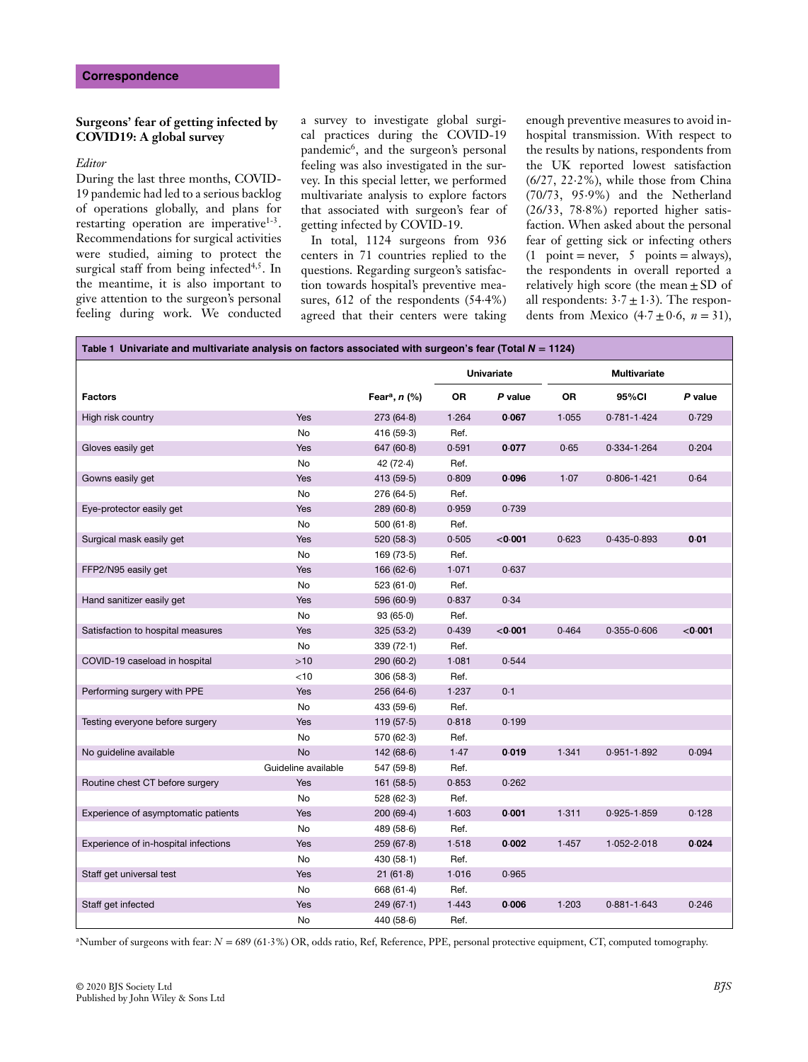Correspondence

## Surgeons' fear of getting infected by COVID19: A global survey

*Editor*

During the last three months, COVID-19 pandemic had led to a serious backlog of operations globally, and plans for restarting operation are imperative[1-3]. Recommendations for surgical activities were studied, aiming to protect the surgical staff from being infected[4,5]. In the meantime, it is also important to give attention to the surgeon's personal feeling during work. We conducted a survey to investigate global surgical practices during the COVID-19 pandemic[6], and the surgeon's personal feeling was also investigated in the survey. In this special letter, we performed multivariate analysis to explore factors that associated with surgeon's fear of getting infected by COVID-19.

In total, 1124 surgeons from 936 centers in 71 countries replied to the questions. Regarding surgeon's satisfaction towards hospital's preventive measures, 612 of the respondents (54·4%) agreed that their centers were taking enough preventive measures to avoid in-hospital transmission. With respect to the results by nations, respondents from the UK reported lowest satisfaction (6/27, 22·2%), while those from China (70/73, 95·9%) and the Netherland (26/33, 78·8%) reported higher satisfaction. When asked about the personal fear of getting sick or infecting others (1 point = never, 5 points = always), the respondents in overall reported a relatively high score (the mean ± SD of all respondents: 3·7 ± 1·3). The respondents from Mexico (4·7 ± 0·6, *n* = 31),

**Table 1 Univariate and multivariate analysis on factors associated with surgeon's fear (Total *N* = 1124)**

| Factors | | Fear[a], *n* (%) | Univariate | | Multivariate | | |
|---|---|---|---|---|---|---|---|
| | | | OR | *P* value | OR | 95%CI | *P* value |
| High risk country | Yes | 273 (64·8) | 1·264 | **0·067** | 1·055 | 0·781-1·424 | 0·729 |
| | No | 416 (59·3) | Ref. | | | | |
| Gloves easily get | Yes | 647 (60·8) | 0·591 | **0·077** | 0·65 | 0·334-1·264 | 0·204 |
| | No | 42 (72·4) | Ref. | | | | |
| Gowns easily get | Yes | 413 (59·5) | 0·809 | **0·096** | 1·07 | 0·806-1·421 | 0·64 |
| | No | 276 (64·5) | Ref. | | | | |
| Eye-protector easily get | Yes | 289 (60·8) | 0·959 | 0·739 | | | |
| | No | 500 (61·8) | Ref. | | | | |
| Surgical mask easily get | Yes | 520 (58·3) | 0·505 | **<0·001** | 0·623 | 0·435-0·893 | **0·01** |
| | No | 169 (73·5) | Ref. | | | | |
| FFP2/N95 easily get | Yes | 166 (62·6) | 1·071 | 0·637 | | | |
| | No | 523 (61·0) | Ref. | | | | |
| Hand sanitizer easily get | Yes | 596 (60·9) | 0·837 | 0·34 | | | |
| | No | 93 (65·0) | Ref. | | | | |
| Satisfaction to hospital measures | Yes | 325 (53·2) | 0·439 | **<0·001** | 0·464 | 0·355-0·606 | **<0·001** |
| | No | 339 (72·1) | Ref. | | | | |
| COVID-19 caseload in hospital | >10 | 290 (60·2) | 1·081 | 0·544 | | | |
| | <10 | 306 (58·3) | Ref. | | | | |
| Performing surgery with PPE | Yes | 256 (64·6) | 1·237 | 0·1 | | | |
| | No | 433 (59·6) | Ref. | | | | |
| Testing everyone before surgery | Yes | 119 (57·5) | 0·818 | 0·199 | | | |
| | No | 570 (62·3) | Ref. | | | | |
| No guideline available | No | 142 (68·6) | 1·47 | **0·019** | 1·341 | 0·951-1·892 | 0·094 |
| | Guideline available | 547 (59·8) | Ref. | | | | |
| Routine chest CT before surgery | Yes | 161 (58·5) | 0·853 | 0·262 | | | |
| | No | 528 (62·3) | Ref. | | | | |
| Experience of asymptomatic patients | Yes | 200 (69·4) | 1·603 | **0·001** | 1·311 | 0·925-1·859 | 0·128 |
| | No | 489 (58·6) | Ref. | | | | |
| Experience of in-hospital infections | Yes | 259 (67·8) | 1·518 | **0·002** | 1·457 | 1·052-2·018 | **0·024** |
| | No | 430 (58·1) | Ref. | | | | |
| Staff get universal test | Yes | 21 (61·8) | 1·016 | 0·965 | | | |
| | No | 668 (61·4) | Ref. | | | | |
| Staff get infected | Yes | 249 (67·1) | 1·443 | **0·006** | 1·203 | 0·881-1·643 | 0·246 |
| | No | 440 (58·6) | Ref. | | | | |

[a]Number of surgeons with fear: *N* = 689 (61·3%) OR, odds ratio, Ref, Reference, PPE, personal protective equipment, CT, computed tomography.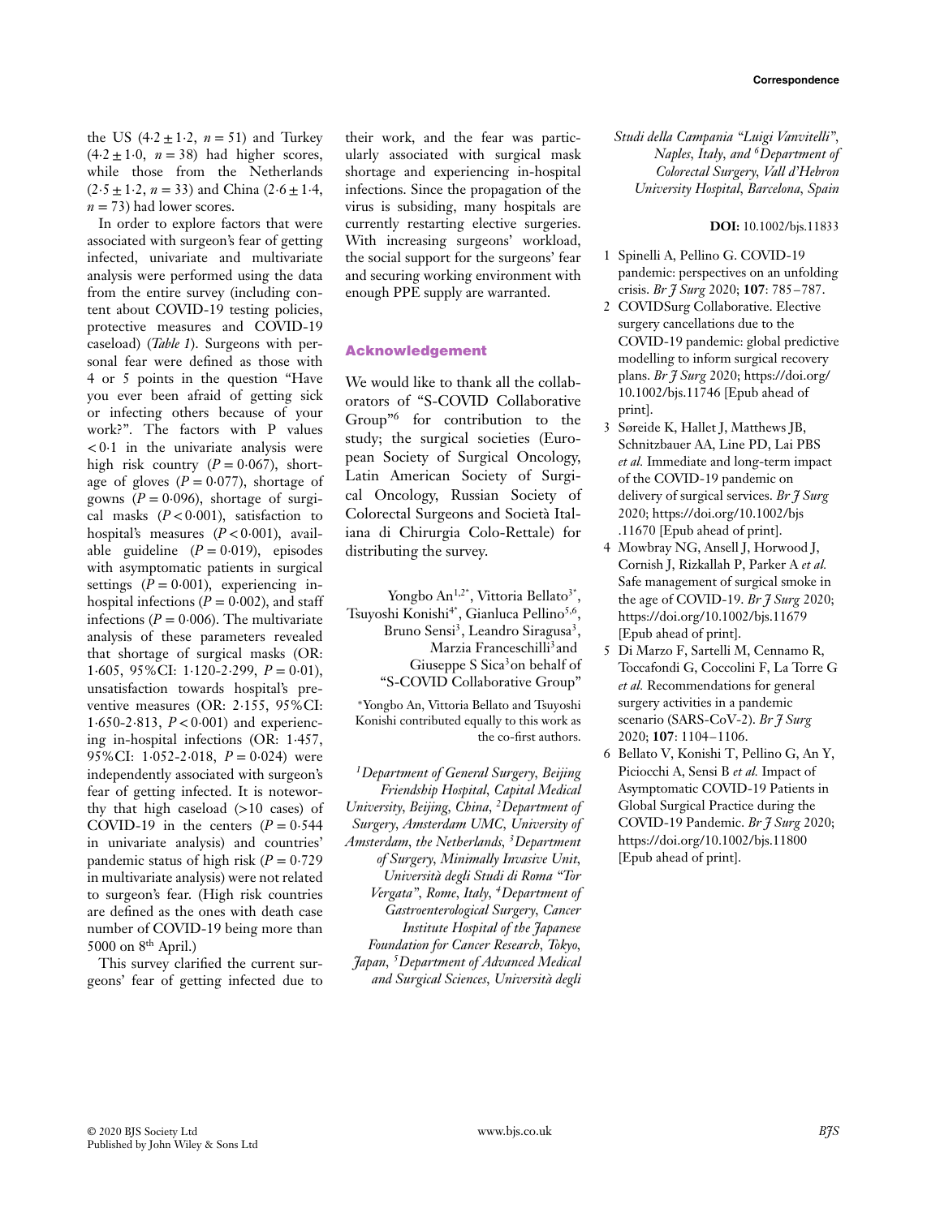the US ($4\cdot2 \pm 1\cdot2$, $n = 51$) and Turkey ($4\cdot2 \pm 1\cdot0$, $n = 38$) had higher scores, while those from the Netherlands ($2\cdot5 \pm 1\cdot2$, $n = 33$) and China ($2\cdot6 \pm 1\cdot4$, $n = 73$) had lower scores.

In order to explore factors that were associated with surgeon's fear of getting infected, univariate and multivariate analysis were performed using the data from the entire survey (including content about COVID-19 testing policies, protective measures and COVID-19 caseload) (*Table 1*). Surgeons with personal fear were defined as those with 4 or 5 points in the question "Have you ever been afraid of getting sick or infecting others because of your work?". The factors with P values $<0\cdot1$ in the univariate analysis were high risk country ($P = 0\cdot067$), shortage of gloves ($P = 0\cdot077$), shortage of gowns ($P = 0\cdot096$), shortage of surgical masks ($P < 0\cdot001$), satisfaction to hospital's measures ($P < 0\cdot001$), available guideline ($P = 0\cdot019$), episodes with asymptomatic patients in surgical settings ($P = 0\cdot001$), experiencing in-hospital infections ($P = 0\cdot002$), and staff infections ($P = 0\cdot006$). The multivariate analysis of these parameters revealed that shortage of surgical masks (OR: 1·605, 95%CI: 1·120-2·299, $P = 0\cdot01$), unsatisfaction towards hospital's preventive measures (OR: 2·155, 95%CI: 1·650-2·813, $P < 0\cdot001$) and experiencing in-hospital infections (OR: 1·457, 95%CI: 1·052-2·018, $P = 0\cdot024$) were independently associated with surgeon's fear of getting infected. It is noteworthy that high caseload (>10 cases) of COVID-19 in the centers ($P = 0\cdot544$ in univariate analysis) and countries' pandemic status of high risk ($P = 0\cdot729$ in multivariate analysis) were not related to surgeon's fear. (High risk countries are defined as the ones with death case number of COVID-19 being more than 5000 on 8th April.)

This survey clarified the current surgeons' fear of getting infected due to their work, and the fear was particularly associated with surgical mask shortage and experiencing in-hospital infections. Since the propagation of the virus is subsiding, many hospitals are currently restarting elective surgeries. With increasing surgeons' workload, the social support for the surgeons' fear and securing working environment with enough PPE supply are warranted.

## Acknowledgement

We would like to thank all the collaborators of "S-COVID Collaborative Group"[6] for contribution to the study; the surgical societies (European Society of Surgical Oncology, Latin American Society of Surgical Oncology, Russian Society of Colorectal Surgeons and Società Italiana di Chirurgia Colo-Rettale) for distributing the survey.

Yongbo An[1,2*], Vittoria Bellato[3*], Tsuyoshi Konishi[4*], Gianluca Pellino[5,6], Bruno Sensi[3], Leandro Siragusa[3], Marzia Franceschilli[3] and Giuseppe S Sica[3] on behalf of "S-COVID Collaborative Group"

*Yongbo An, Vittoria Bellato and Tsuyoshi Konishi contributed equally to this work as the co-first authors.

*[1]Department of General Surgery, Beijing Friendship Hospital, Capital Medical University, Beijing, China, [2]Department of Surgery, Amsterdam UMC, University of Amsterdam, the Netherlands, [3]Department of Surgery, Minimally Invasive Unit, Università degli Studi di Roma "Tor Vergata", Rome, Italy, [4]Department of Gastroenterological Surgery, Cancer Institute Hospital of the Japanese Foundation for Cancer Research, Tokyo, Japan, [5]Department of Advanced Medical and Surgical Sciences, Università degli Studi della Campania "Luigi Vanvitelli", Naples, Italy, and [6]Department of Colorectal Surgery, Vall d'Hebron University Hospital, Barcelona, Spain*

**DOI:** 10.1002/bjs.11833

1. Spinelli A, Pellino G. COVID-19 pandemic: perspectives on an unfolding crisis. *Br J Surg* 2020; **107**: 785–787.
2. COVIDSurg Collaborative. Elective surgery cancellations due to the COVID-19 pandemic: global predictive modelling to inform surgical recovery plans. *Br J Surg* 2020; https://doi.org/10.1002/bjs.11746 [Epub ahead of print].
3. Søreide K, Hallet J, Matthews JB, Schnitzbauer AA, Line PD, Lai PBS *et al.* Immediate and long-term impact of the COVID-19 pandemic on delivery of surgical services. *Br J Surg* 2020; https://doi.org/10.1002/bjs.11670 [Epub ahead of print].
4. Mowbray NG, Ansell J, Horwood J, Cornish J, Rizkallah P, Parker A *et al.* Safe management of surgical smoke in the age of COVID-19. *Br J Surg* 2020; https://doi.org/10.1002/bjs.11679 [Epub ahead of print].
5. Di Marzo F, Sartelli M, Cennamo R, Toccafondi G, Coccolini F, La Torre G *et al.* Recommendations for general surgery activities in a pandemic scenario (SARS-CoV-2). *Br J Surg* 2020; **107**: 1104–1106.
6. Bellato V, Konishi T, Pellino G, An Y, Piciocchi A, Sensi B *et al.* Impact of Asymptomatic COVID-19 Patients in Global Surgical Practice during the COVID-19 Pandemic. *Br J Surg* 2020; https://doi.org/10.1002/bjs.11800 [Epub ahead of print].